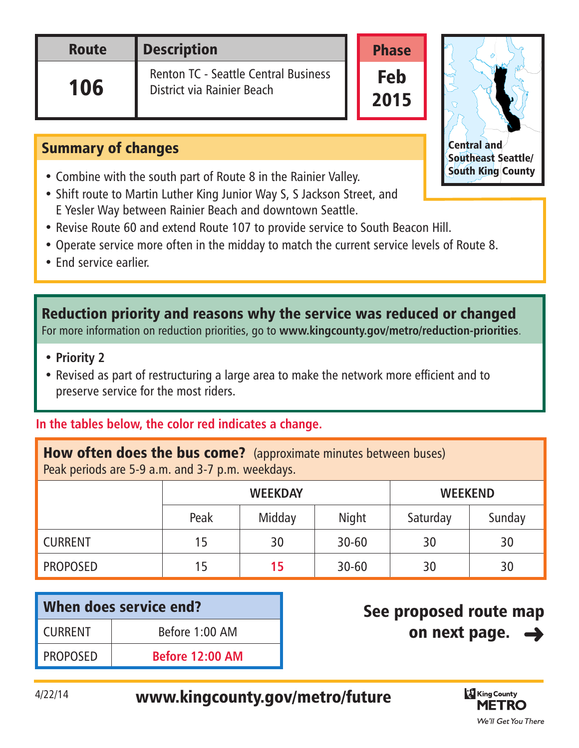| Route | Description | Phase |
| --- | --- | --- |
| 106 | Renton TC - Seattle Central Business District via Rainier Beach | Feb 2015 |

Central and Southeast Seattle/ South King County

## Summary of changes

- Combine with the south part of Route 8 in the Rainier Valley.
- Shift route to Martin Luther King Junior Way S, S Jackson Street, and E Yesler Way between Rainier Beach and downtown Seattle.
- Revise Route 60 and extend Route 107 to provide service to South Beacon Hill.
- Operate service more often in the midday to match the current service levels of Route 8.
- End service earlier.

## Reduction priority and reasons why the service was reduced or changed

For more information on reduction priorities, go to **www.kingcounty.gov/metro/reduction-priorities**.

- **Priority 2**
- Revised as part of restructuring a large area to make the network more efficient and to preserve service for the most riders.

**In the tables below, the color red indicates a change.**

**How often does the bus come?** (approximate minutes between buses)
Peak periods are 5-9 a.m. and 3-7 p.m. weekdays.

| | WEEKDAY | | | WEEKEND | |
| --- | --- | --- | --- | --- | --- |
| | Peak | Midday | Night | Saturday | Sunday |
| CURRENT | 15 | 30 | 30-60 | 30 | 30 |
| PROPOSED | 15 | **15** | 30-60 | 30 | 30 |

| When does service end? | |
| --- | --- |
| CURRENT | Before 1:00 AM |
| PROPOSED | **Before 12:00 AM** |

**See proposed route map on next page.** ➜

4/22/14

**www.kingcounty.gov/metro/future**

King County METRO
*We'll Get You There*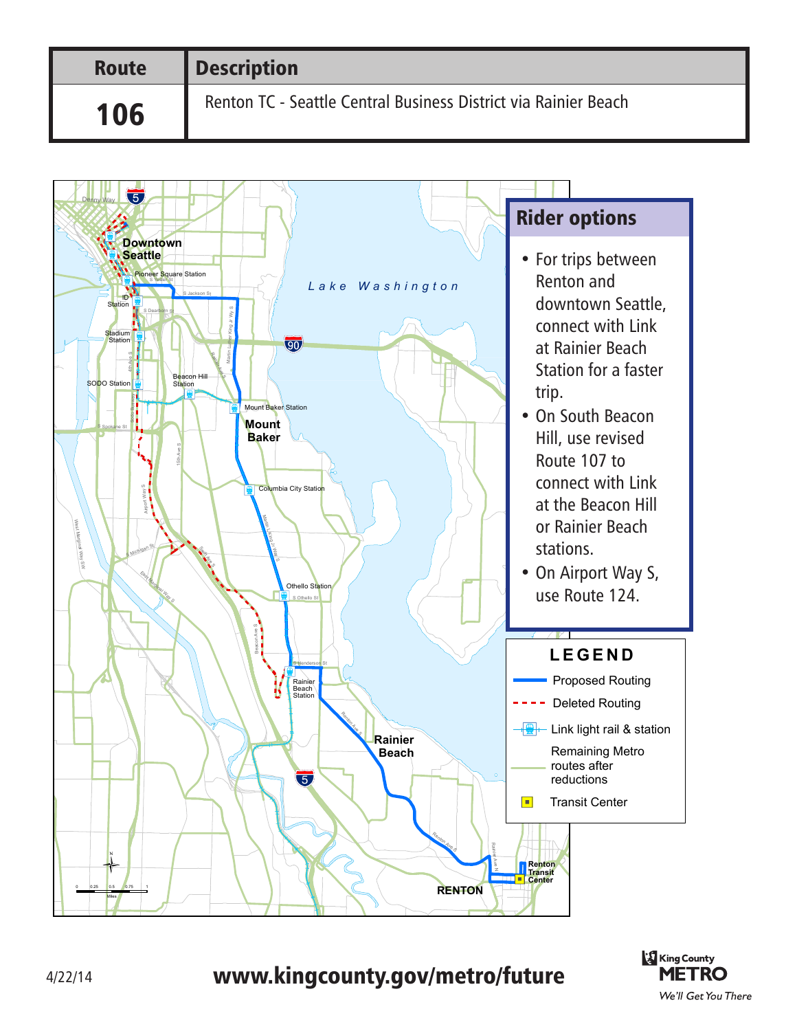| Route | Description |
| --- | --- |
| 106 | Renton TC - Seattle Central Business District via Rainier Beach |

## Rider options

- For trips between Renton and downtown Seattle, connect with Link at Rainier Beach Station for a faster trip.
- On South Beacon Hill, use revised Route 107 to connect with Link at the Beacon Hill or Rainier Beach stations.
- On Airport Way S, use Route 124.

**LEGEND**

Proposed Routing

Deleted Routing

Link light rail & station

Remaining Metro routes after reductions

Transit Center

Downtown Seattle

Pioneer Square Station

ID Station

Stadium Station

SODO Station

Beacon Hill Station

Mount Baker Station

Mount Baker

Columbia City Station

Othello Station

Rainier Beach Station

Rainier Beach

Renton Transit Center

RENTON

Lake Washington

4/22/14

**www.kingcounty.gov/metro/future**

King County METRO

*We'll Get You There*